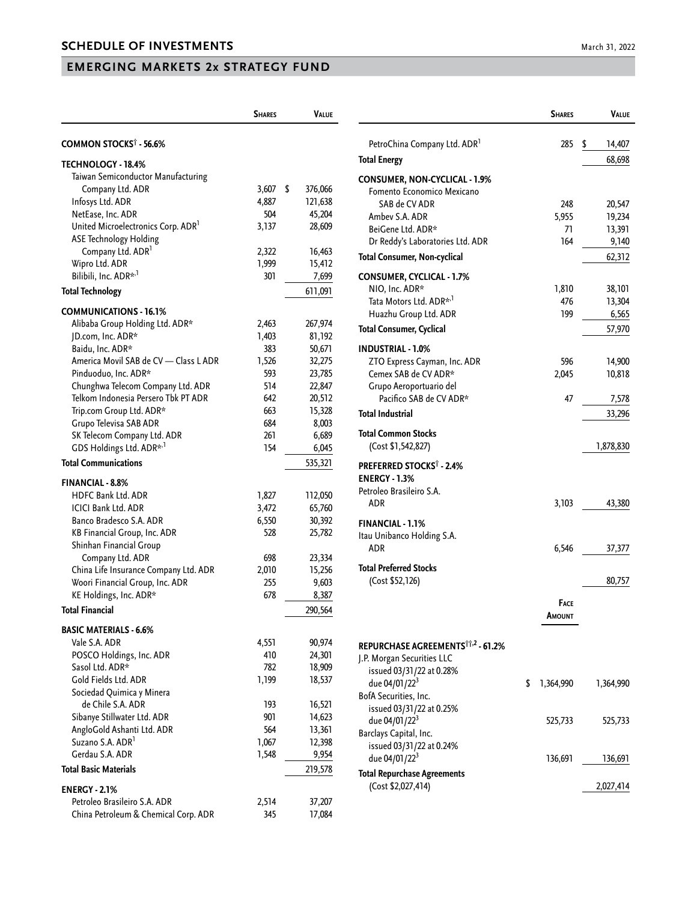## SCHEDULE OF INVESTMENTS

March 31, 2022

## EMERGING MARKETS 2x STRATEGY FUND

| | Shares | Value |
|---|---|---|
| **COMMON STOCKS† - 56.6%** | | |
| **TECHNOLOGY - 18.4%** | | |
| Taiwan Semiconductor Manufacturing Company Ltd. ADR | 3,607 | $ 376,066 |
| Infosys Ltd. ADR | 4,887 | 121,638 |
| NetEase, Inc. ADR | 504 | 45,204 |
| United Microelectronics Corp. ADR[1] | 3,137 | 28,609 |
| ASE Technology Holding Company Ltd. ADR[1] | 2,322 | 16,463 |
| Wipro Ltd. ADR | 1,999 | 15,412 |
| Bilibili, Inc. ADR*,[1] | 301 | 7,699 |
| **Total Technology** | | 611,091 |
| **COMMUNICATIONS - 16.1%** | | |
| Alibaba Group Holding Ltd. ADR* | 2,463 | 267,974 |
| JD.com, Inc. ADR* | 1,403 | 81,192 |
| Baidu, Inc. ADR* | 383 | 50,671 |
| America Movil SAB de CV — Class L ADR | 1,526 | 32,275 |
| Pinduoduo, Inc. ADR* | 593 | 23,785 |
| Chunghwa Telecom Company Ltd. ADR | 514 | 22,847 |
| Telkom Indonesia Persero Tbk PT ADR | 642 | 20,512 |
| Trip.com Group Ltd. ADR* | 663 | 15,328 |
| Grupo Televisa SAB ADR | 684 | 8,003 |
| SK Telecom Company Ltd. ADR | 261 | 6,689 |
| GDS Holdings Ltd. ADR*,[1] | 154 | 6,045 |
| **Total Communications** | | 535,321 |
| **FINANCIAL - 8.8%** | | |
| HDFC Bank Ltd. ADR | 1,827 | 112,050 |
| ICICI Bank Ltd. ADR | 3,472 | 65,760 |
| Banco Bradesco S.A. ADR | 6,550 | 30,392 |
| KB Financial Group, Inc. ADR | 528 | 25,782 |
| Shinhan Financial Group Company Ltd. ADR | 698 | 23,334 |
| China Life Insurance Company Ltd. ADR | 2,010 | 15,256 |
| Woori Financial Group, Inc. ADR | 255 | 9,603 |
| KE Holdings, Inc. ADR* | 678 | 8,387 |
| **Total Financial** | | 290,564 |
| **BASIC MATERIALS - 6.6%** | | |
| Vale S.A. ADR | 4,551 | 90,974 |
| POSCO Holdings, Inc. ADR | 410 | 24,301 |
| Sasol Ltd. ADR* | 782 | 18,909 |
| Gold Fields Ltd. ADR | 1,199 | 18,537 |
| Sociedad Quimica y Minera de Chile S.A. ADR | 193 | 16,521 |
| Sibanye Stillwater Ltd. ADR | 901 | 14,623 |
| AngloGold Ashanti Ltd. ADR | 564 | 13,361 |
| Suzano S.A. ADR[1] | 1,067 | 12,398 |
| Gerdau S.A. ADR | 1,548 | 9,954 |
| **Total Basic Materials** | | 219,578 |
| **ENERGY - 2.1%** | | |
| Petroleo Brasileiro S.A. ADR | 2,514 | 37,207 |
| China Petroleum & Chemical Corp. ADR | 345 | 17,084 |
| PetroChina Company Ltd. ADR[1] | 285 | $ 14,407 |
| **Total Energy** | | 68,698 |
| **CONSUMER, NON-CYCLICAL - 1.9%** | | |
| Fomento Economico Mexicano SAB de CV ADR | 248 | 20,547 |
| Ambev S.A. ADR | 5,955 | 19,234 |
| BeiGene Ltd. ADR* | 71 | 13,391 |
| Dr Reddy's Laboratories Ltd. ADR | 164 | 9,140 |
| **Total Consumer, Non-cyclical** | | 62,312 |
| **CONSUMER, CYCLICAL - 1.7%** | | |
| NIO, Inc. ADR* | 1,810 | 38,101 |
| Tata Motors Ltd. ADR*,[1] | 476 | 13,304 |
| Huazhu Group Ltd. ADR | 199 | 6,565 |
| **Total Consumer, Cyclical** | | 57,970 |
| **INDUSTRIAL - 1.0%** | | |
| ZTO Express Cayman, Inc. ADR | 596 | 14,900 |
| Cemex SAB de CV ADR* | 2,045 | 10,818 |
| Grupo Aeroportuario del Pacifico SAB de CV ADR* | 47 | 7,578 |
| **Total Industrial** | | 33,296 |
| **Total Common Stocks** (Cost $1,542,827) | | 1,878,830 |
| **PREFERRED STOCKS† - 2.4%** | | |
| **ENERGY - 1.3%** | | |
| Petroleo Brasileiro S.A. ADR | 3,103 | 43,380 |
| **FINANCIAL - 1.1%** | | |
| Itau Unibanco Holding S.A. ADR | 6,546 | 37,377 |
| **Total Preferred Stocks** (Cost $52,126) | | 80,757 |

| | Face Amount | Value |
|---|---|---|
| **REPURCHASE AGREEMENTS††,[2] - 61.2%** | | |
| J.P. Morgan Securities LLC issued 03/31/22 at 0.28% due 04/01/22[3] | $ 1,364,990 | 1,364,990 |
| BofA Securities, Inc. issued 03/31/22 at 0.25% due 04/01/22[3] | 525,733 | 525,733 |
| Barclays Capital, Inc. issued 03/31/22 at 0.24% due 04/01/22[3] | 136,691 | 136,691 |
| **Total Repurchase Agreements** (Cost $2,027,414) | | 2,027,414 |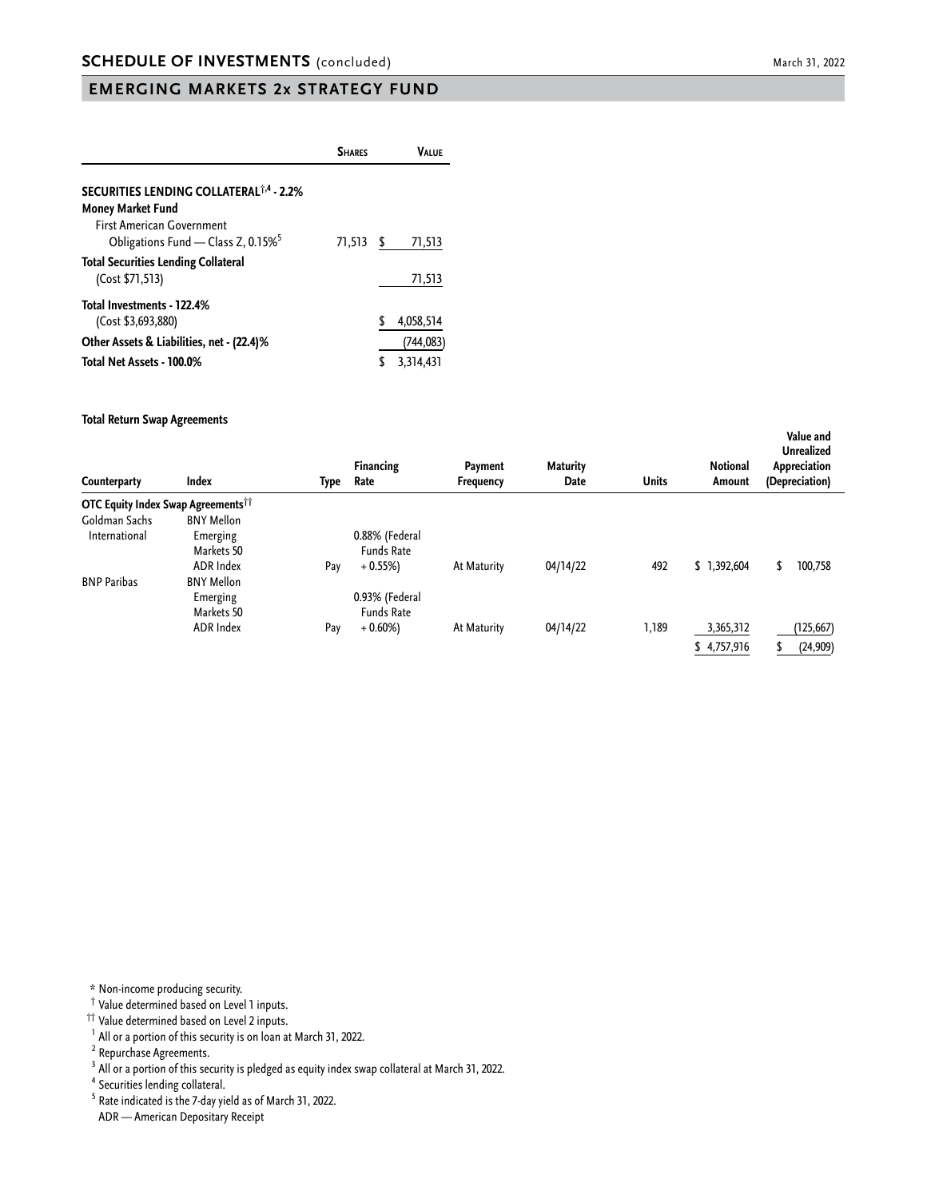## SCHEDULE OF INVESTMENTS (concluded)

## EMERGING MARKETS 2x STRATEGY FUND

| | Shares | Value |
|---|---|---|
| **SECURITIES LENDING COLLATERAL†,4 - 2.2%** | | |
| **Money Market Fund** | | |
| First American Government Obligations Fund — Class Z, 0.15%[5] | 71,513 | $ 71,513 |
| **Total Securities Lending Collateral** (Cost $71,513) | | 71,513 |
| **Total Investments - 122.4%** (Cost $3,693,880) | | $ 4,058,514 |
| **Other Assets & Liabilities, net - (22.4)%** | | (744,083) |
| **Total Net Assets - 100.0%** | | $ 3,314,431 |

**Total Return Swap Agreements**

| Counterparty | Index | Type | Financing Rate | Payment Frequency | Maturity Date | Units | Notional Amount | Value and Unrealized Appreciation (Depreciation) |
|---|---|---|---|---|---|---|---|---|
| **OTC Equity Index Swap Agreements††** | | | | | | | | |
| Goldman Sachs International | BNY Mellon Emerging Markets 50 ADR Index | Pay | 0.88% (Federal Funds Rate + 0.55%) | At Maturity | 04/14/22 | 492 | $ 1,392,604 | $ 100,758 |
| BNP Paribas | BNY Mellon Emerging Markets 50 ADR Index | Pay | 0.93% (Federal Funds Rate + 0.60%) | At Maturity | 04/14/22 | 1,189 | 3,365,312 | (125,667) |
| | | | | | | | $ 4,757,916 | $ (24,909) |

\* Non-income producing security.

† Value determined based on Level 1 inputs.

†† Value determined based on Level 2 inputs.

[1] All or a portion of this security is on loan at March 31, 2022.

[2] Repurchase Agreements.

[3] All or a portion of this security is pledged as equity index swap collateral at March 31, 2022.

[4] Securities lending collateral.

[5] Rate indicated is the 7-day yield as of March 31, 2022.

ADR — American Depositary Receipt